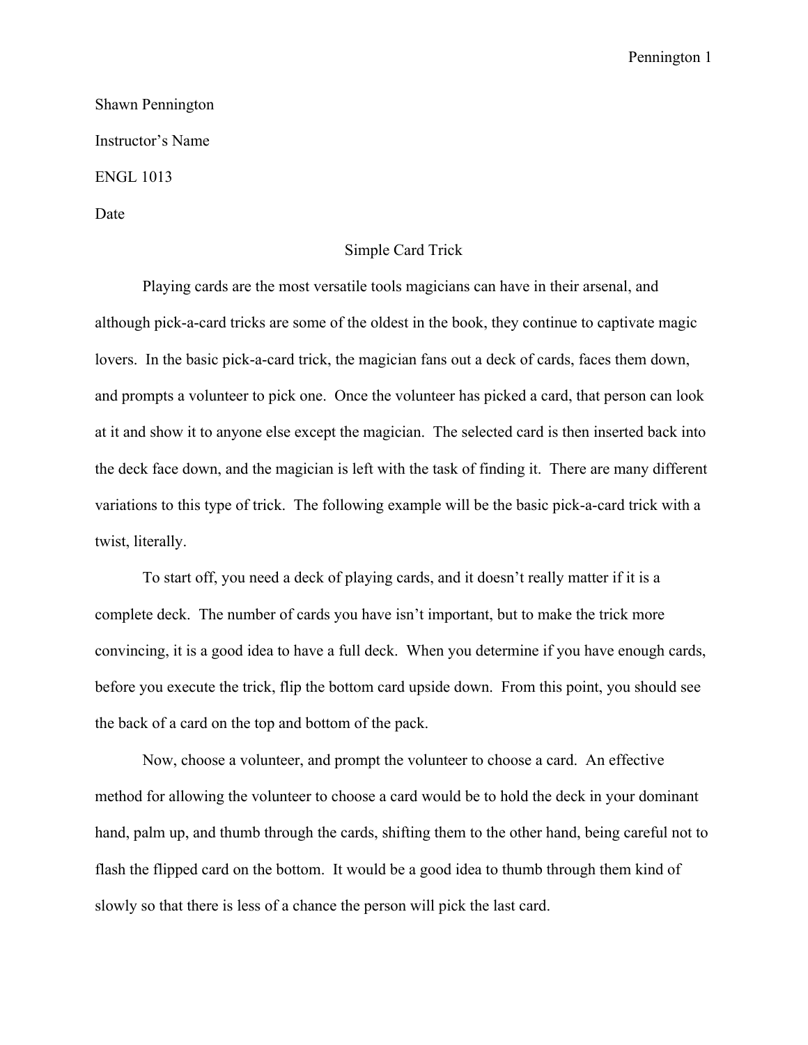Shawn Pennington

Instructor's Name

ENGL 1013

Date

# Simple Card Trick

Playing cards are the most versatile tools magicians can have in their arsenal, and although pick-a-card tricks are some of the oldest in the book, they continue to captivate magic lovers. In the basic pick-a-card trick, the magician fans out a deck of cards, faces them down, and prompts a volunteer to pick one. Once the volunteer has picked a card, that person can look at it and show it to anyone else except the magician. The selected card is then inserted back into the deck face down, and the magician is left with the task of finding it. There are many different variations to this type of trick. The following example will be the basic pick-a-card trick with a twist, literally.

To start off, you need a deck of playing cards, and it doesn't really matter if it is a complete deck. The number of cards you have isn't important, but to make the trick more convincing, it is a good idea to have a full deck. When you determine if you have enough cards, before you execute the trick, flip the bottom card upside down. From this point, you should see the back of a card on the top and bottom of the pack.

Now, choose a volunteer, and prompt the volunteer to choose a card. An effective method for allowing the volunteer to choose a card would be to hold the deck in your dominant hand, palm up, and thumb through the cards, shifting them to the other hand, being careful not to flash the flipped card on the bottom. It would be a good idea to thumb through them kind of slowly so that there is less of a chance the person will pick the last card.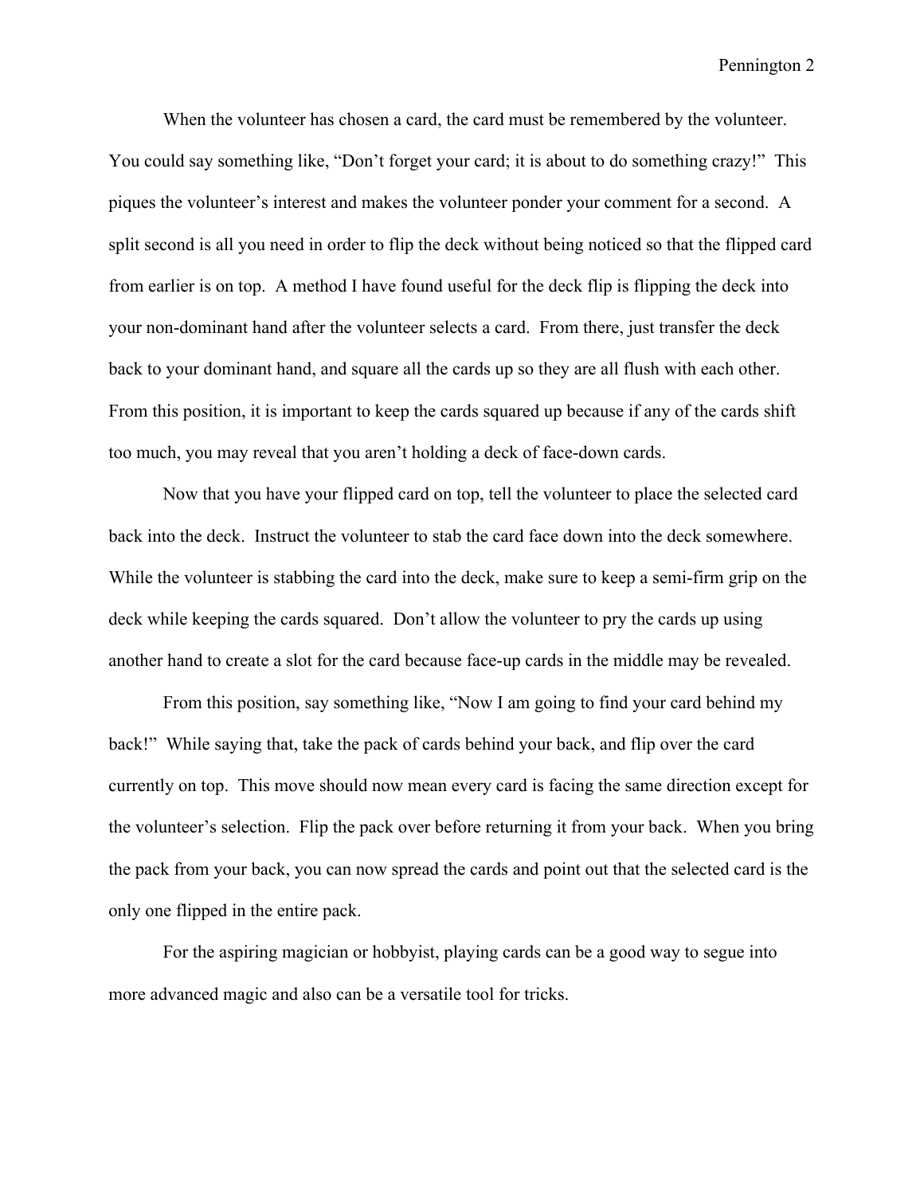When the volunteer has chosen a card, the card must be remembered by the volunteer. You could say something like, "Don't forget your card; it is about to do something crazy!" This piques the volunteer's interest and makes the volunteer ponder your comment for a second. A split second is all you need in order to flip the deck without being noticed so that the flipped card from earlier is on top. A method I have found useful for the deck flip is flipping the deck into your non-dominant hand after the volunteer selects a card. From there, just transfer the deck back to your dominant hand, and square all the cards up so they are all flush with each other. From this position, it is important to keep the cards squared up because if any of the cards shift too much, you may reveal that you aren't holding a deck of face-down cards.

Now that you have your flipped card on top, tell the volunteer to place the selected card back into the deck. Instruct the volunteer to stab the card face down into the deck somewhere. While the volunteer is stabbing the card into the deck, make sure to keep a semi-firm grip on the deck while keeping the cards squared. Don't allow the volunteer to pry the cards up using another hand to create a slot for the card because face-up cards in the middle may be revealed.

From this position, say something like, "Now I am going to find your card behind my back!" While saying that, take the pack of cards behind your back, and flip over the card currently on top. This move should now mean every card is facing the same direction except for the volunteer's selection. Flip the pack over before returning it from your back. When you bring the pack from your back, you can now spread the cards and point out that the selected card is the only one flipped in the entire pack.

For the aspiring magician or hobbyist, playing cards can be a good way to segue into more advanced magic and also can be a versatile tool for tricks.